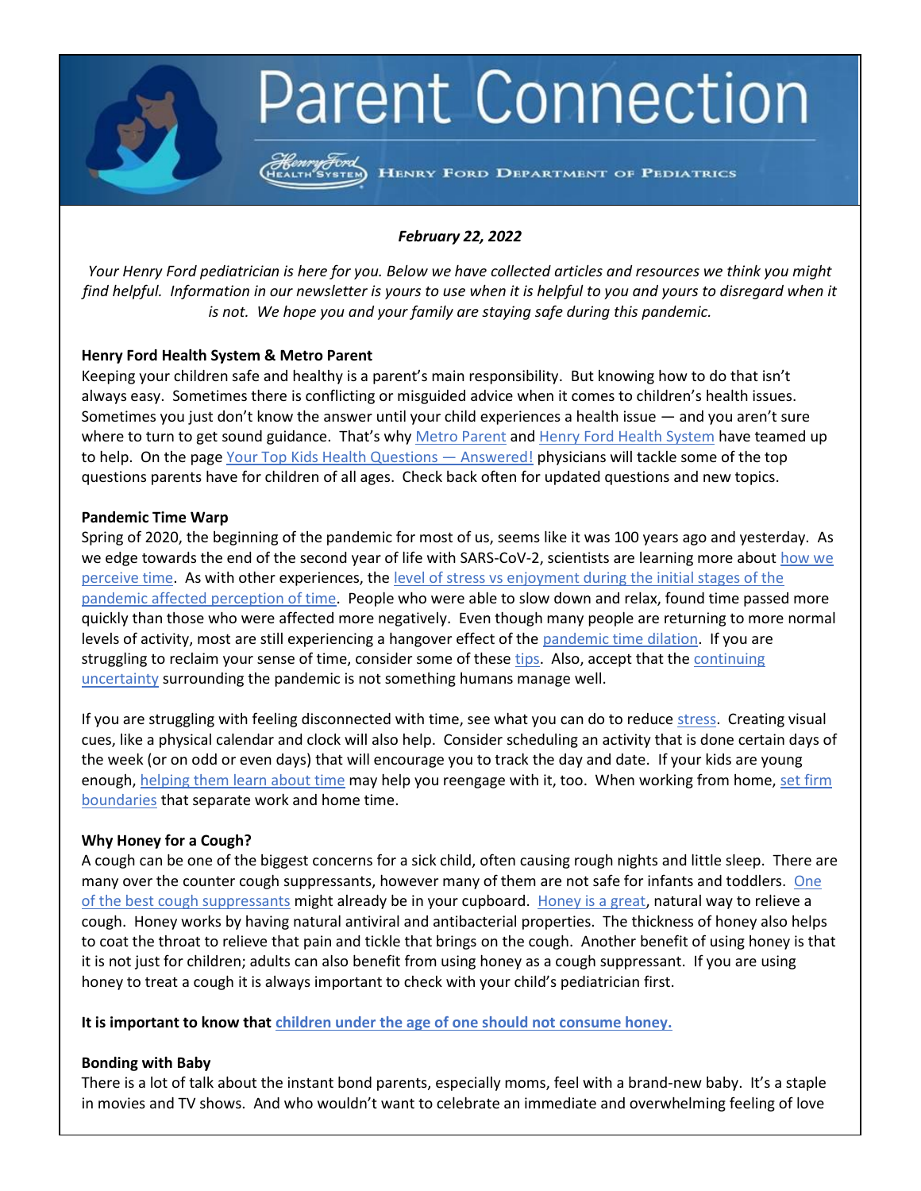# Parent Connection

HENRY FORD HEALTH SYSTEM — HENRY FORD DEPARTMENT OF PEDIATRICS

***February 22, 2022***

*Your Henry Ford pediatrician is here for you. Below we have collected articles and resources we think you might find helpful. Information in our newsletter is yours to use when it is helpful to you and yours to disregard when it is not. We hope you and your family are staying safe during this pandemic.*

**Henry Ford Health System & Metro Parent**

Keeping your children safe and healthy is a parent's main responsibility. But knowing how to do that isn't always easy. Sometimes there is conflicting or misguided advice when it comes to children's health issues. Sometimes you just don't know the answer until your child experiences a health issue — and you aren't sure where to turn to get sound guidance. That's why Metro Parent and Henry Ford Health System have teamed up to help. On the page Your Top Kids Health Questions — Answered! physicians will tackle some of the top questions parents have for children of all ages. Check back often for updated questions and new topics.

**Pandemic Time Warp**

Spring of 2020, the beginning of the pandemic for most of us, seems like it was 100 years ago and yesterday. As we edge towards the end of the second year of life with SARS-CoV-2, scientists are learning more about how we perceive time. As with other experiences, the level of stress vs enjoyment during the initial stages of the pandemic affected perception of time. People who were able to slow down and relax, found time passed more quickly than those who were affected more negatively. Even though many people are returning to more normal levels of activity, most are still experiencing a hangover effect of the pandemic time dilation. If you are struggling to reclaim your sense of time, consider some of these tips. Also, accept that the continuing uncertainty surrounding the pandemic is not something humans manage well.

If you are struggling with feeling disconnected with time, see what you can do to reduce stress. Creating visual cues, like a physical calendar and clock will also help. Consider scheduling an activity that is done certain days of the week (or on odd or even days) that will encourage you to track the day and date. If your kids are young enough, helping them learn about time may help you reengage with it, too. When working from home, set firm boundaries that separate work and home time.

**Why Honey for a Cough?**

A cough can be one of the biggest concerns for a sick child, often causing rough nights and little sleep. There are many over the counter cough suppressants, however many of them are not safe for infants and toddlers. One of the best cough suppressants might already be in your cupboard. Honey is a great, natural way to relieve a cough. Honey works by having natural antiviral and antibacterial properties. The thickness of honey also helps to coat the throat to relieve that pain and tickle that brings on the cough. Another benefit of using honey is that it is not just for children; adults can also benefit from using honey as a cough suppressant. If you are using honey to treat a cough it is always important to check with your child's pediatrician first.

**It is important to know that children under the age of one should not consume honey.**

**Bonding with Baby**

There is a lot of talk about the instant bond parents, especially moms, feel with a brand-new baby. It's a staple in movies and TV shows. And who wouldn't want to celebrate an immediate and overwhelming feeling of love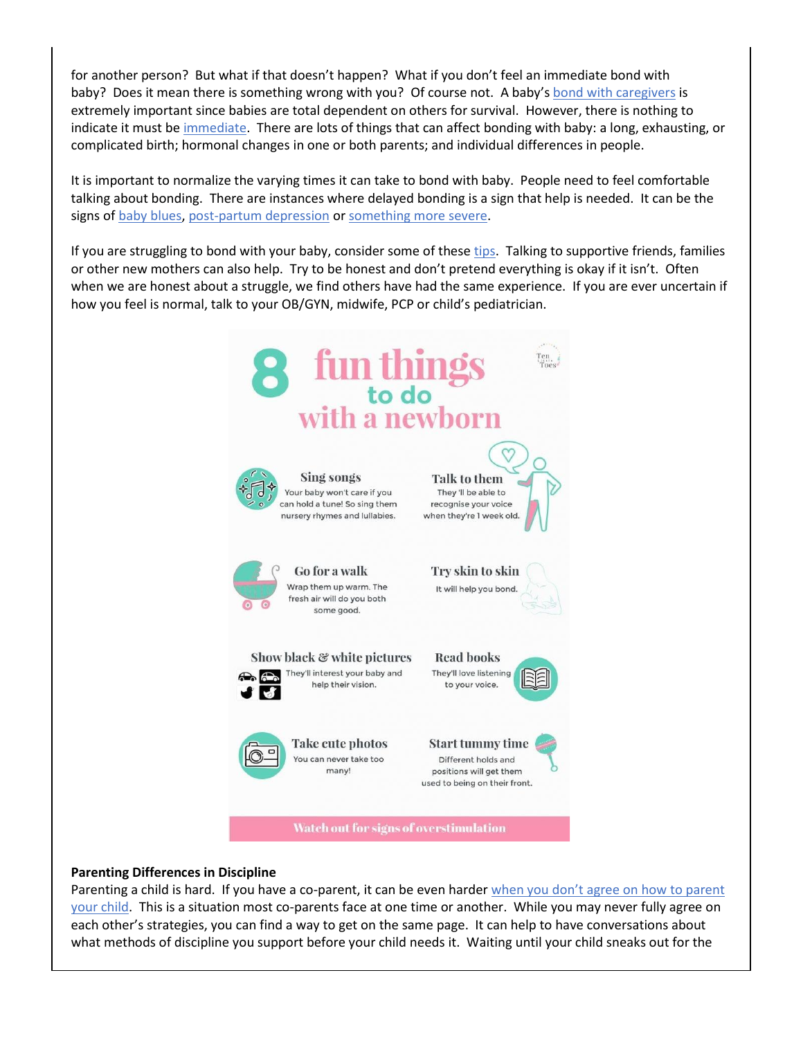for another person? But what if that doesn't happen? What if you don't feel an immediate bond with baby? Does it mean there is something wrong with you? Of course not. A baby's bond with caregivers is extremely important since babies are total dependent on others for survival. However, there is nothing to indicate it must be immediate. There are lots of things that can affect bonding with baby: a long, exhausting, or complicated birth; hormonal changes in one or both parents; and individual differences in people.

It is important to normalize the varying times it can take to bond with baby. People need to feel comfortable talking about bonding. There are instances where delayed bonding is a sign that help is needed. It can be the signs of baby blues, post-partum depression or something more severe.

If you are struggling to bond with your baby, consider some of these tips. Talking to supportive friends, families or other new mothers can also help. Try to be honest and don't pretend everything is okay if it isn't. Often when we are honest about a struggle, we find others have had the same experience. If you are ever uncertain if how you feel is normal, talk to your OB/GYN, midwife, PCP or child's pediatrician.

## 8 fun things to do with a newborn

**Sing songs**
Your baby won't care if you can hold a tune! So sing them nursery rhymes and lullabies.

**Talk to them**
They 'll be able to recognise your voice when they're 1 week old.

**Go for a walk**
Wrap them up warm. The fresh air will do you both some good.

**Try skin to skin**
It will help you bond.

**Show black & white pictures**
They'll interest your baby and help their vision.

**Read books**
They'll love listening to your voice.

**Take cute photos**
You can never take too many!

**Start tummy time**
Different holds and positions will get them used to being on their front.

Watch out for signs of overstimulation

**Parenting Differences in Discipline**
Parenting a child is hard. If you have a co-parent, it can be even harder when you don't agree on how to parent your child. This is a situation most co-parents face at one time or another. While you may never fully agree on each other's strategies, you can find a way to get on the same page. It can help to have conversations about what methods of discipline you support before your child needs it. Waiting until your child sneaks out for the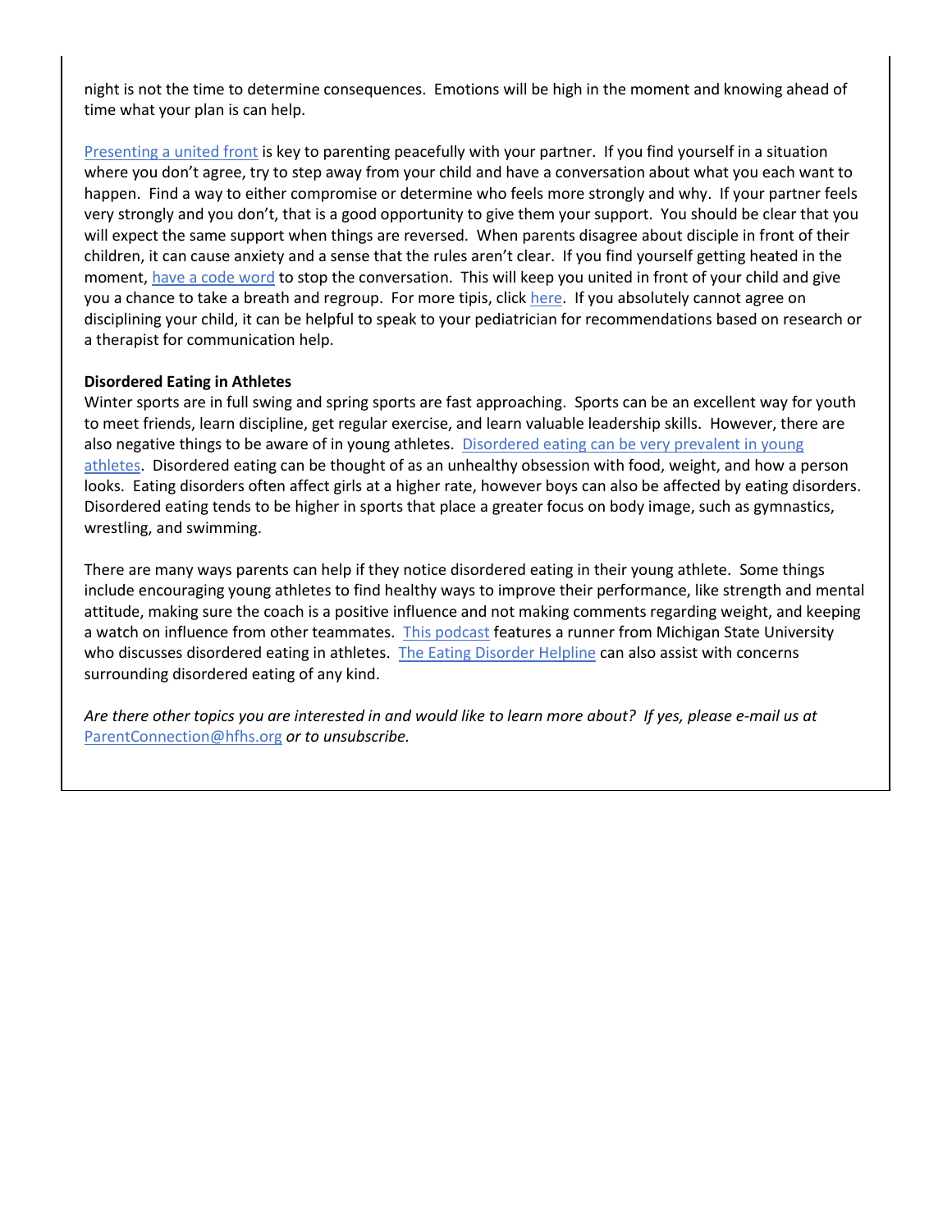night is not the time to determine consequences. Emotions will be high in the moment and knowing ahead of time what your plan is can help.

Presenting a united front is key to parenting peacefully with your partner. If you find yourself in a situation where you don't agree, try to step away from your child and have a conversation about what you each want to happen. Find a way to either compromise or determine who feels more strongly and why. If your partner feels very strongly and you don't, that is a good opportunity to give them your support. You should be clear that you will expect the same support when things are reversed. When parents disagree about disciple in front of their children, it can cause anxiety and a sense that the rules aren't clear. If you find yourself getting heated in the moment, have a code word to stop the conversation. This will keep you united in front of your child and give you a chance to take a breath and regroup. For more tipis, click here. If you absolutely cannot agree on disciplining your child, it can be helpful to speak to your pediatrician for recommendations based on research or a therapist for communication help.

**Disordered Eating in Athletes**

Winter sports are in full swing and spring sports are fast approaching. Sports can be an excellent way for youth to meet friends, learn discipline, get regular exercise, and learn valuable leadership skills. However, there are also negative things to be aware of in young athletes. Disordered eating can be very prevalent in young athletes. Disordered eating can be thought of as an unhealthy obsession with food, weight, and how a person looks. Eating disorders often affect girls at a higher rate, however boys can also be affected by eating disorders. Disordered eating tends to be higher in sports that place a greater focus on body image, such as gymnastics, wrestling, and swimming.

There are many ways parents can help if they notice disordered eating in their young athlete. Some things include encouraging young athletes to find healthy ways to improve their performance, like strength and mental attitude, making sure the coach is a positive influence and not making comments regarding weight, and keeping a watch on influence from other teammates. This podcast features a runner from Michigan State University who discusses disordered eating in athletes. The Eating Disorder Helpline can also assist with concerns surrounding disordered eating of any kind.

*Are there other topics you are interested in and would like to learn more about? If yes, please e-mail us at* ParentConnection@hfhs.org *or to unsubscribe.*